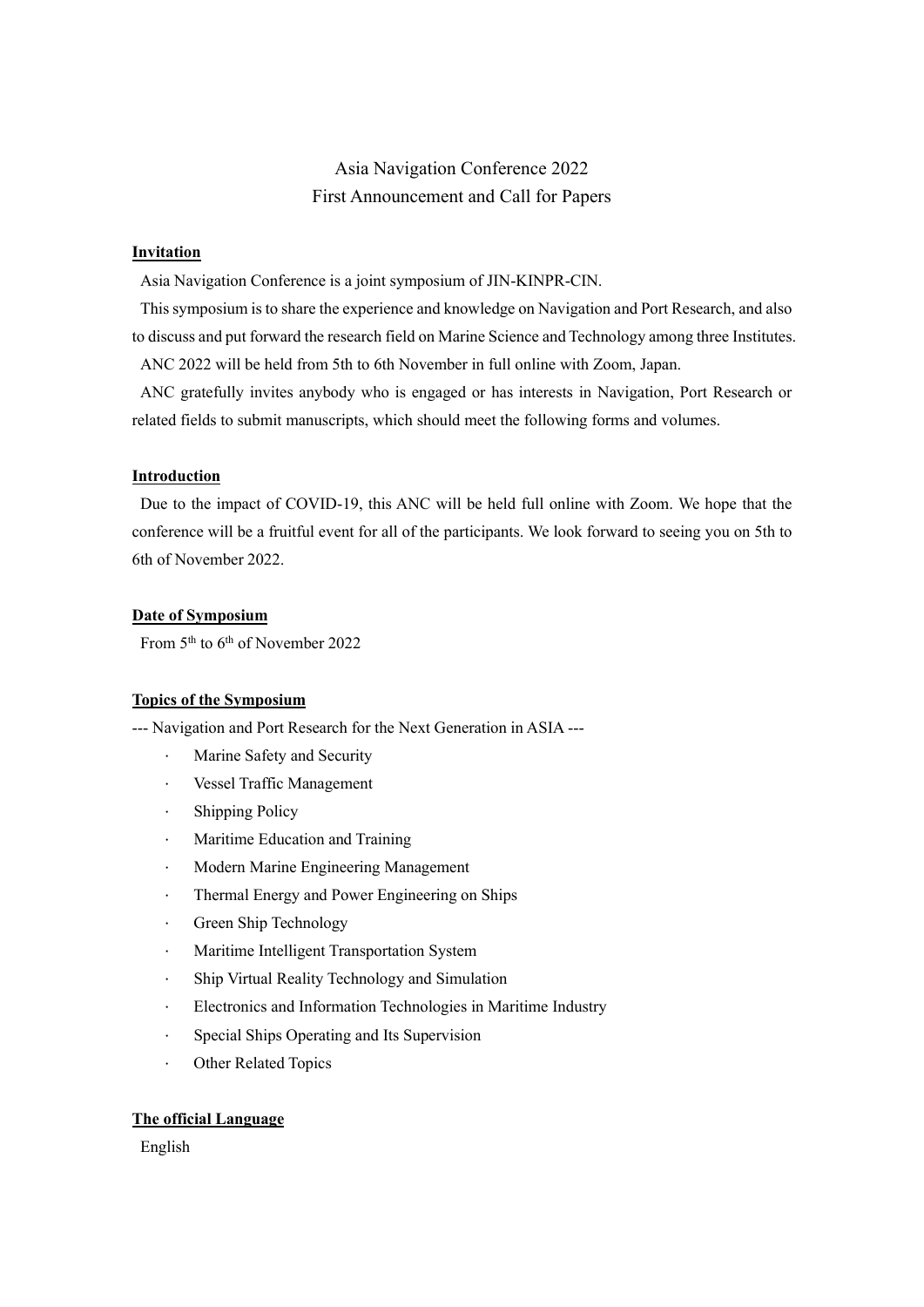# Asia Navigation Conference 2022
## First Announcement and Call for Papers

**Invitation**

Asia Navigation Conference is a joint symposium of JIN-KINPR-CIN.

This symposium is to share the experience and knowledge on Navigation and Port Research, and also to discuss and put forward the research field on Marine Science and Technology among three Institutes.

ANC 2022 will be held from 5th to 6th November in full online with Zoom, Japan.

ANC gratefully invites anybody who is engaged or has interests in Navigation, Port Research or related fields to submit manuscripts, which should meet the following forms and volumes.

**Introduction**

Due to the impact of COVID-19, this ANC will be held full online with Zoom. We hope that the conference will be a fruitful event for all of the participants. We look forward to seeing you on 5th to 6th of November 2022.

**Date of Symposium**

From 5th to 6th of November 2022

**Topics of the Symposium**

--- Navigation and Port Research for the Next Generation in ASIA ---

- Marine Safety and Security
- Vessel Traffic Management
- Shipping Policy
- Maritime Education and Training
- Modern Marine Engineering Management
- Thermal Energy and Power Engineering on Ships
- Green Ship Technology
- Maritime Intelligent Transportation System
- Ship Virtual Reality Technology and Simulation
- Electronics and Information Technologies in Maritime Industry
- Special Ships Operating and Its Supervision
- Other Related Topics

**The official Language**

English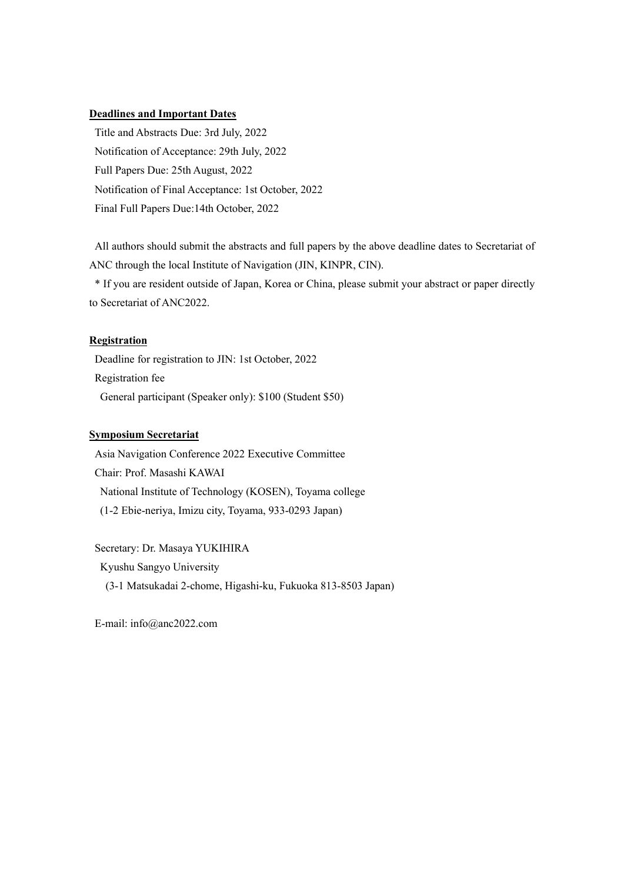**Deadlines and Important Dates**

Title and Abstracts Due: 3rd July, 2022

Notification of Acceptance: 29th July, 2022

Full Papers Due: 25th August, 2022

Notification of Final Acceptance: 1st October, 2022

Final Full Papers Due:14th October, 2022

All authors should submit the abstracts and full papers by the above deadline dates to Secretariat of ANC through the local Institute of Navigation (JIN, KINPR, CIN).

\* If you are resident outside of Japan, Korea or China, please submit your abstract or paper directly to Secretariat of ANC2022.

**Registration**

Deadline for registration to JIN: 1st October, 2022

Registration fee

General participant (Speaker only): $100 (Student $50)

**Symposium Secretariat**

Asia Navigation Conference 2022 Executive Committee

Chair: Prof. Masashi KAWAI

National Institute of Technology (KOSEN), Toyama college

(1-2 Ebie-neriya, Imizu city, Toyama, 933-0293 Japan)

Secretary: Dr. Masaya YUKIHIRA

Kyushu Sangyo University

(3-1 Matsukadai 2-chome, Higashi-ku, Fukuoka 813-8503 Japan)

E-mail: info@anc2022.com